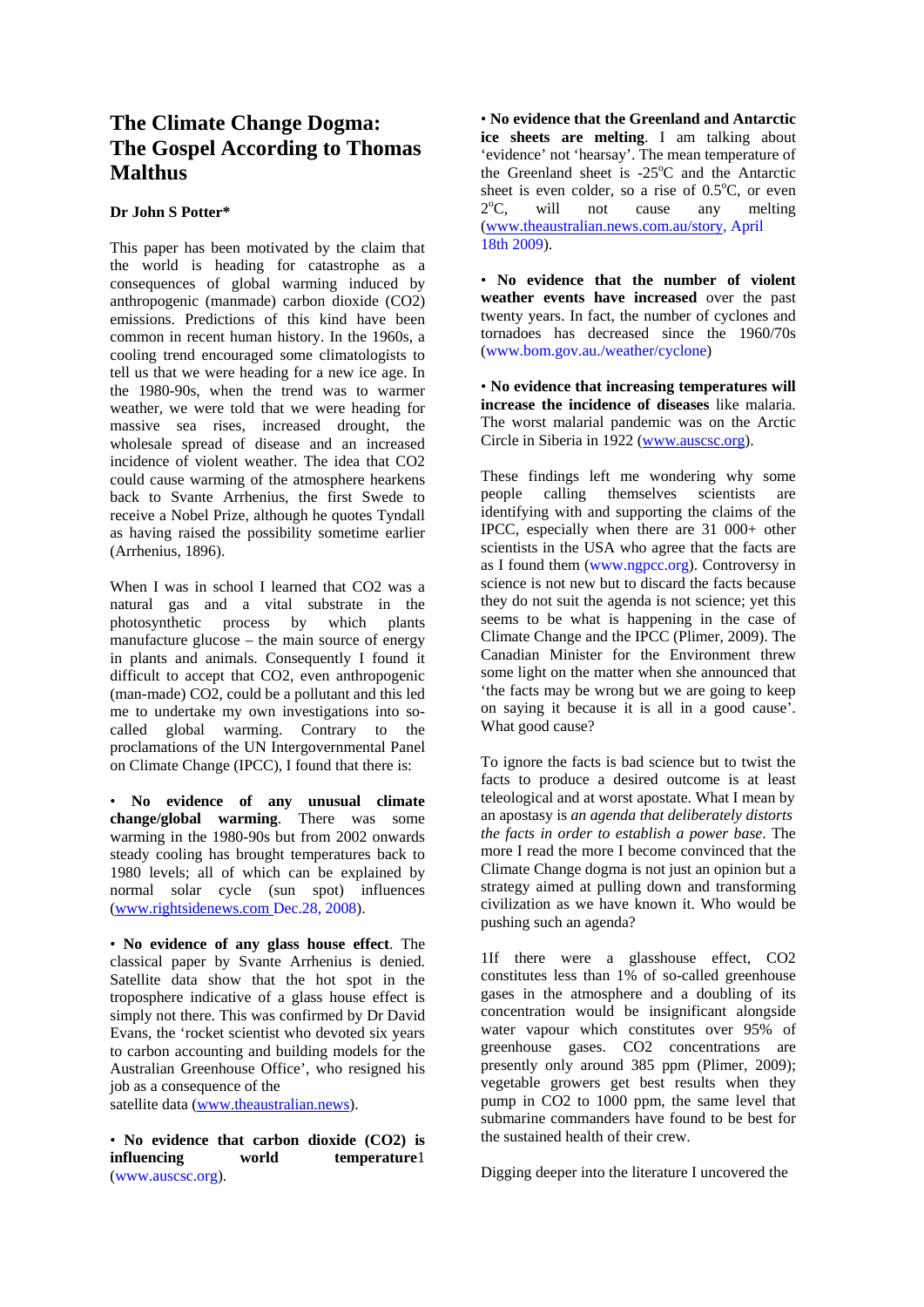# The Climate Change Dogma: The Gospel According to Thomas Malthus

**Dr John S Potter***

This paper has been motivated by the claim that the world is heading for catastrophe as a consequences of global warming induced by anthropogenic (manmade) carbon dioxide ($CO_2$) emissions. Predictions of this kind have been common in recent human history. In the 1960s, a cooling trend encouraged some climatologists to tell us that we were heading for a new ice age. In the 1980-90s, when the trend was to warmer weather, we were told that we were heading for massive sea rises, increased drought, the wholesale spread of disease and an increased incidence of violent weather. The idea that $CO_2$ could cause warming of the atmosphere hearkens back to Svante Arrhenius, the first Swede to receive a Nobel Prize, although he quotes Tyndall as having raised the possibility sometime earlier (Arrhenius, 1896).

When I was in school I learned that $CO_2$ was a natural gas and a vital substrate in the photosynthetic process by which plants manufacture glucose – the main source of energy in plants and animals. Consequently I found it difficult to accept that $CO_2$, even anthropogenic (man-made) $CO_2$, could be a pollutant and this led me to undertake my own investigations into so-called global warming. Contrary to the proclamations of the UN Intergovernmental Panel on Climate Change (IPCC), I found that there is:

• **No evidence of any unusual climate change/global warming**. There was some warming in the 1980-90s but from 2002 onwards steady cooling has brought temperatures back to 1980 levels; all of which can be explained by normal solar cycle (sun spot) influences (www.rightsidenews.com Dec.28, 2008).

• **No evidence of any glass house effect**. The classical paper by Svante Arrhenius is denied. Satellite data show that the hot spot in the troposphere indicative of a glass house effect is simply not there. This was confirmed by Dr David Evans, the 'rocket scientist who devoted six years to carbon accounting and building models for the Australian Greenhouse Office', who resigned his job as a consequence of the satellite data (www.theaustralian.news).

• **No evidence that carbon dioxide ($CO_2$) is influencing world temperature**1 (www.auscsc.org).

• **No evidence that the Greenland and Antarctic ice sheets are melting**. I am talking about 'evidence' not 'hearsay'. The mean temperature of the Greenland sheet is -25°C and the Antarctic sheet is even colder, so a rise of 0.5°C, or even 2°C, will not cause any melting (www.theaustralian.news.com.au/story, April 18th 2009).

• **No evidence that the number of violent weather events have increased** over the past twenty years. In fact, the number of cyclones and tornadoes has decreased since the 1960/70s (www.bom.gov.au./weather/cyclone)

• **No evidence that increasing temperatures will increase the incidence of diseases** like malaria. The worst malarial pandemic was on the Arctic Circle in Siberia in 1922 (www.auscsc.org).

These findings left me wondering why some people calling themselves scientists are identifying with and supporting the claims of the IPCC, especially when there are 31 000+ other scientists in the USA who agree that the facts are as I found them (www.ngpcc.org). Controversy in science is not new but to discard the facts because they do not suit the agenda is not science; yet this seems to be what is happening in the case of Climate Change and the IPCC (Plimer, 2009). The Canadian Minister for the Environment threw some light on the matter when she announced that 'the facts may be wrong but we are going to keep on saying it because it is all in a good cause'. What good cause?

To ignore the facts is bad science but to twist the facts to produce a desired outcome is at least teleological and at worst apostate. What I mean by an apostasy is *an agenda that deliberately distorts the facts in order to establish a power base*. The more I read the more I become convinced that the Climate Change dogma is not just an opinion but a strategy aimed at pulling down and transforming civilization as we have known it. Who would be pushing such an agenda?

1If there were a glasshouse effect, $CO_2$ constitutes less than 1% of so-called greenhouse gases in the atmosphere and a doubling of its concentration would be insignificant alongside water vapour which constitutes over 95% of greenhouse gases. $CO_2$ concentrations are presently only around 385 ppm (Plimer, 2009); vegetable growers get best results when they pump in $CO_2$ to 1000 ppm, the same level that submarine commanders have found to be best for the sustained health of their crew.

Digging deeper into the literature I uncovered the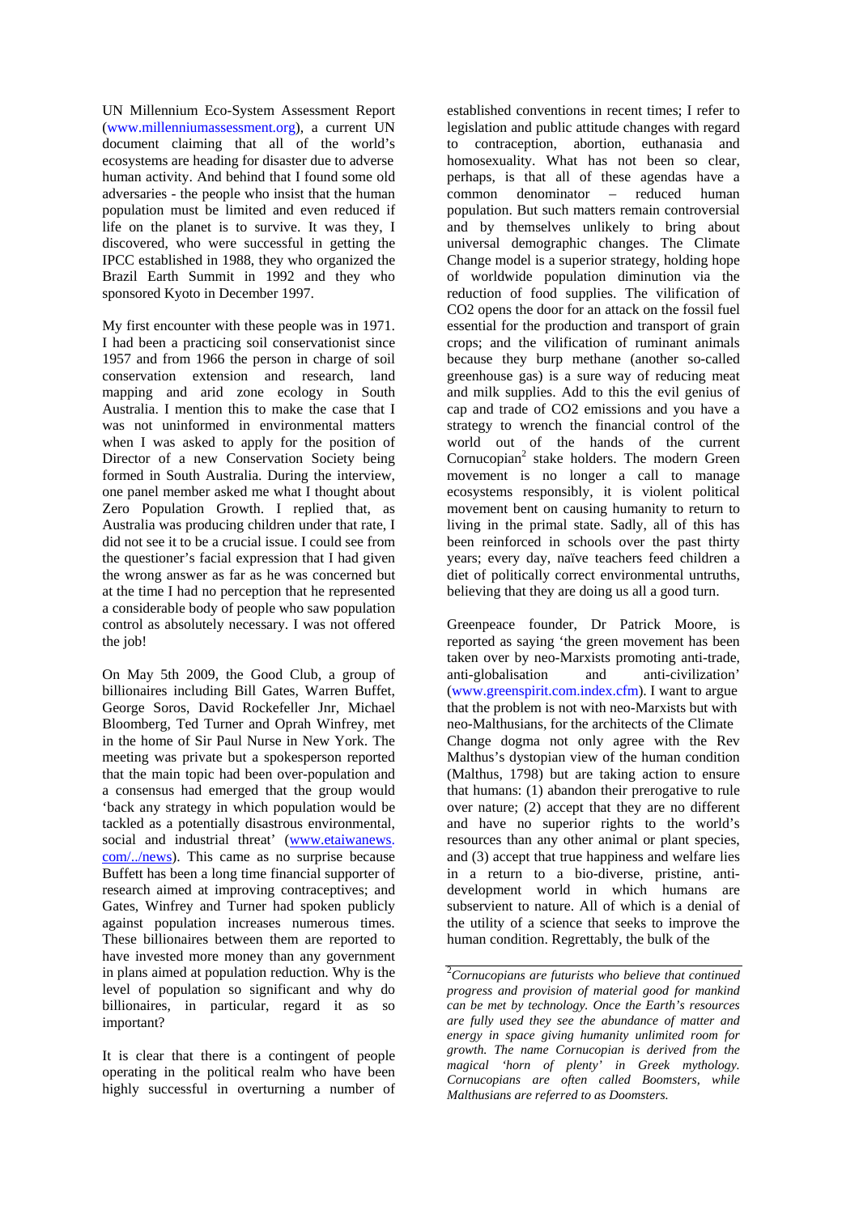UN Millennium Eco-System Assessment Report (www.millenniumassessment.org), a current UN document claiming that all of the world's ecosystems are heading for disaster due to adverse human activity. And behind that I found some old adversaries - the people who insist that the human population must be limited and even reduced if life on the planet is to survive. It was they, I discovered, who were successful in getting the IPCC established in 1988, they who organized the Brazil Earth Summit in 1992 and they who sponsored Kyoto in December 1997.

My first encounter with these people was in 1971. I had been a practicing soil conservationist since 1957 and from 1966 the person in charge of soil conservation extension and research, land mapping and arid zone ecology in South Australia. I mention this to make the case that I was not uninformed in environmental matters when I was asked to apply for the position of Director of a new Conservation Society being formed in South Australia. During the interview, one panel member asked me what I thought about Zero Population Growth. I replied that, as Australia was producing children under that rate, I did not see it to be a crucial issue. I could see from the questioner's facial expression that I had given the wrong answer as far as he was concerned but at the time I had no perception that he represented a considerable body of people who saw population control as absolutely necessary. I was not offered the job!

On May 5th 2009, the Good Club, a group of billionaires including Bill Gates, Warren Buffet, George Soros, David Rockefeller Jnr, Michael Bloomberg, Ted Turner and Oprah Winfrey, met in the home of Sir Paul Nurse in New York. The meeting was private but a spokesperson reported that the main topic had been over-population and a consensus had emerged that the group would 'back any strategy in which population would be tackled as a potentially disastrous environmental, social and industrial threat' (www.etaiwanews.com/../news). This came as no surprise because Buffett has been a long time financial supporter of research aimed at improving contraceptives; and Gates, Winfrey and Turner had spoken publicly against population increases numerous times. These billionaires between them are reported to have invested more money than any government in plans aimed at population reduction. Why is the level of population so significant and why do billionaires, in particular, regard it as so important?

It is clear that there is a contingent of people operating in the political realm who have been highly successful in overturning a number of established conventions in recent times; I refer to legislation and public attitude changes with regard to contraception, abortion, euthanasia and homosexuality. What has not been so clear, perhaps, is that all of these agendas have a common denominator – reduced human population. But such matters remain controversial and by themselves unlikely to bring about universal demographic changes. The Climate Change model is a superior strategy, holding hope of worldwide population diminution via the reduction of food supplies. The vilification of $CO_2$ opens the door for an attack on the fossil fuel essential for the production and transport of grain crops; and the vilification of ruminant animals because they burp methane (another so-called greenhouse gas) is a sure way of reducing meat and milk supplies. Add to this the evil genius of cap and trade of $CO_2$ emissions and you have a strategy to wrench the financial control of the world out of the hands of the current Cornucopian[2] stake holders. The modern Green movement is no longer a call to manage ecosystems responsibly, it is violent political movement bent on causing humanity to return to living in the primal state. Sadly, all of this has been reinforced in schools over the past thirty years; every day, naïve teachers feed children a diet of politically correct environmental untruths, believing that they are doing us all a good turn.

Greenpeace founder, Dr Patrick Moore, is reported as saying 'the green movement has been taken over by neo-Marxists promoting anti-trade, anti-globalisation and anti-civilization' (www.greenspirit.com.index.cfm). I want to argue that the problem is not with neo-Marxists but with neo-Malthusians, for the architects of the Climate Change dogma not only agree with the Rev Malthus's dystopian view of the human condition (Malthus, 1798) but are taking action to ensure that humans: (1) abandon their prerogative to rule over nature; (2) accept that they are no different and have no superior rights to the world's resources than any other animal or plant species, and (3) accept that true happiness and welfare lies in a return to a bio-diverse, pristine, anti-development world in which humans are subservient to nature. All of which is a denial of the utility of a science that seeks to improve the human condition. Regrettably, the bulk of the

---

[2] *Cornucopians are futurists who believe that continued progress and provision of material good for mankind can be met by technology. Once the Earth's resources are fully used they see the abundance of matter and energy in space giving humanity unlimited room for growth. The name Cornucopian is derived from the magical 'horn of plenty' in Greek mythology. Cornucopians are often called Boomsters, while Malthusians are referred to as Doomsters.*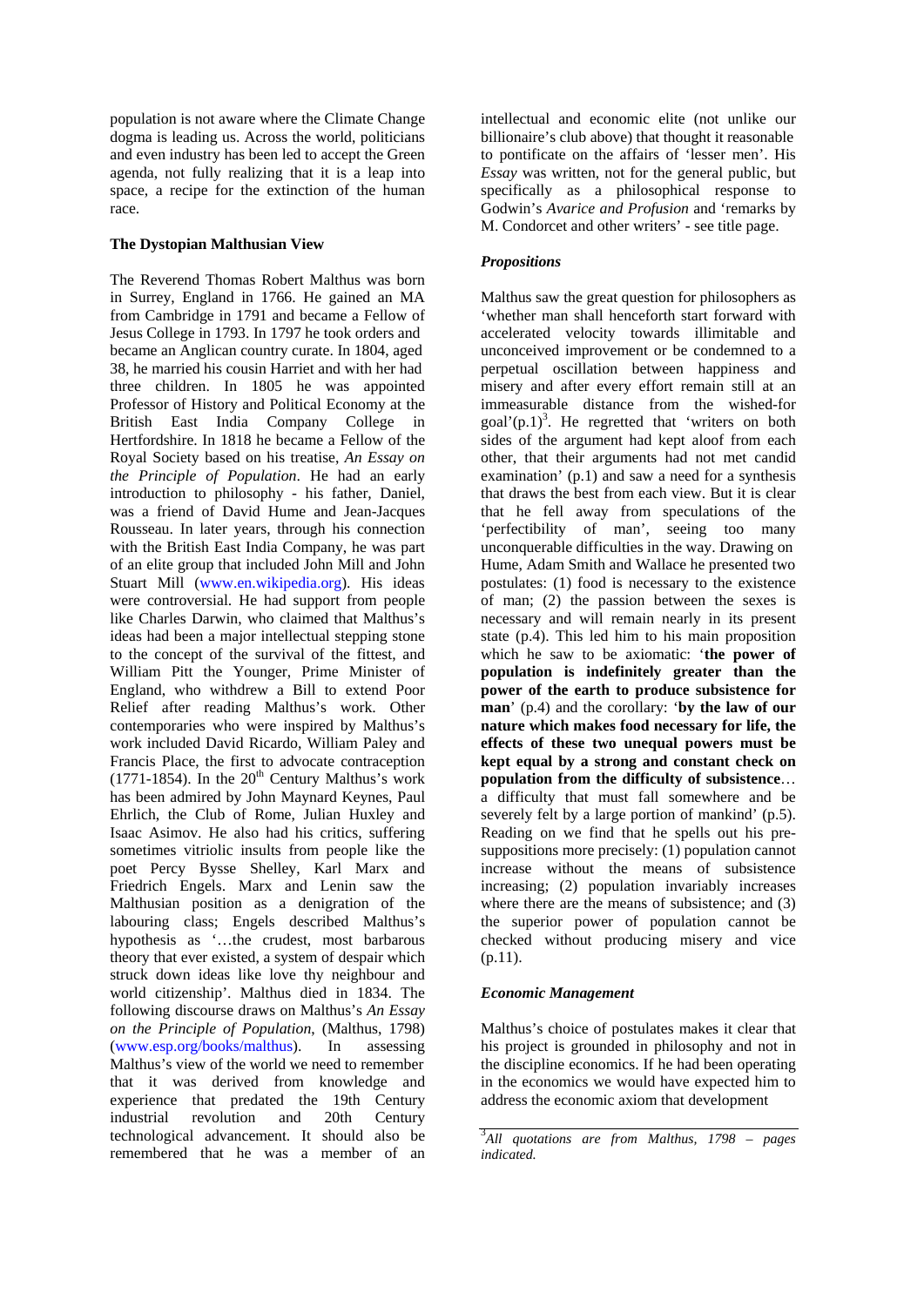population is not aware where the Climate Change dogma is leading us. Across the world, politicians and even industry has been led to accept the Green agenda, not fully realizing that it is a leap into space, a recipe for the extinction of the human race.

### The Dystopian Malthusian View

The Reverend Thomas Robert Malthus was born in Surrey, England in 1766. He gained an MA from Cambridge in 1791 and became a Fellow of Jesus College in 1793. In 1797 he took orders and became an Anglican country curate. In 1804, aged 38, he married his cousin Harriet and with her had three children. In 1805 he was appointed Professor of History and Political Economy at the British East India Company College in Hertfordshire. In 1818 he became a Fellow of the Royal Society based on his treatise, *An Essay on the Principle of Population*. He had an early introduction to philosophy - his father, Daniel, was a friend of David Hume and Jean-Jacques Rousseau. In later years, through his connection with the British East India Company, he was part of an elite group that included John Mill and John Stuart Mill (www.en.wikipedia.org). His ideas were controversial. He had support from people like Charles Darwin, who claimed that Malthus's ideas had been a major intellectual stepping stone to the concept of the survival of the fittest, and William Pitt the Younger, Prime Minister of England, who withdrew a Bill to extend Poor Relief after reading Malthus's work. Other contemporaries who were inspired by Malthus's work included David Ricardo, William Paley and Francis Place, the first to advocate contraception (1771-1854). In the 20th Century Malthus's work has been admired by John Maynard Keynes, Paul Ehrlich, the Club of Rome, Julian Huxley and Isaac Asimov. He also had his critics, suffering sometimes vitriolic insults from people like the poet Percy Bysse Shelley, Karl Marx and Friedrich Engels. Marx and Lenin saw the Malthusian position as a denigration of the labouring class; Engels described Malthus's hypothesis as '…the crudest, most barbarous theory that ever existed, a system of despair which struck down ideas like love thy neighbour and world citizenship'. Malthus died in 1834. The following discourse draws on Malthus's *An Essay on the Principle of Population*, (Malthus, 1798) (www.esp.org/books/malthus). In assessing Malthus's view of the world we need to remember that it was derived from knowledge and experience that predated the 19th Century industrial revolution and 20th Century technological advancement. It should also be remembered that he was a member of an intellectual and economic elite (not unlike our billionaire's club above) that thought it reasonable to pontificate on the affairs of 'lesser men'. His *Essay* was written, not for the general public, but specifically as a philosophical response to Godwin's *Avarice and Profusion* and 'remarks by M. Condorcet and other writers' - see title page.

#### *Propositions*

Malthus saw the great question for philosophers as 'whether man shall henceforth start forward with accelerated velocity towards illimitable and unconceived improvement or be condemned to a perpetual oscillation between happiness and misery and after every effort remain still at an immeasurable distance from the wished-for goal'(p.1)[3]. He regretted that 'writers on both sides of the argument had kept aloof from each other, that their arguments had not met candid examination' (p.1) and saw a need for a synthesis that draws the best from each view. But it is clear that he fell away from speculations of the 'perfectibility of man', seeing too many unconquerable difficulties in the way. Drawing on Hume, Adam Smith and Wallace he presented two postulates: (1) food is necessary to the existence of man; (2) the passion between the sexes is necessary and will remain nearly in its present state (p.4). This led him to his main proposition which he saw to be axiomatic: '**the power of population is indefinitely greater than the power of the earth to produce subsistence for man**' (p.4) and the corollary: '**by the law of our nature which makes food necessary for life, the effects of these two unequal powers must be kept equal by a strong and constant check on population from the difficulty of subsistence**… a difficulty that must fall somewhere and be severely felt by a large portion of mankind' (p.5). Reading on we find that he spells out his pre-suppositions more precisely: (1) population cannot increase without the means of subsistence increasing; (2) population invariably increases where there are the means of subsistence; and (3) the superior power of population cannot be checked without producing misery and vice (p.11).

#### *Economic Management*

Malthus's choice of postulates makes it clear that his project is grounded in philosophy and not in the discipline economics. If he had been operating in the economics we would have expected him to address the economic axiom that development

[3] *All quotations are from Malthus, 1798 – pages indicated.*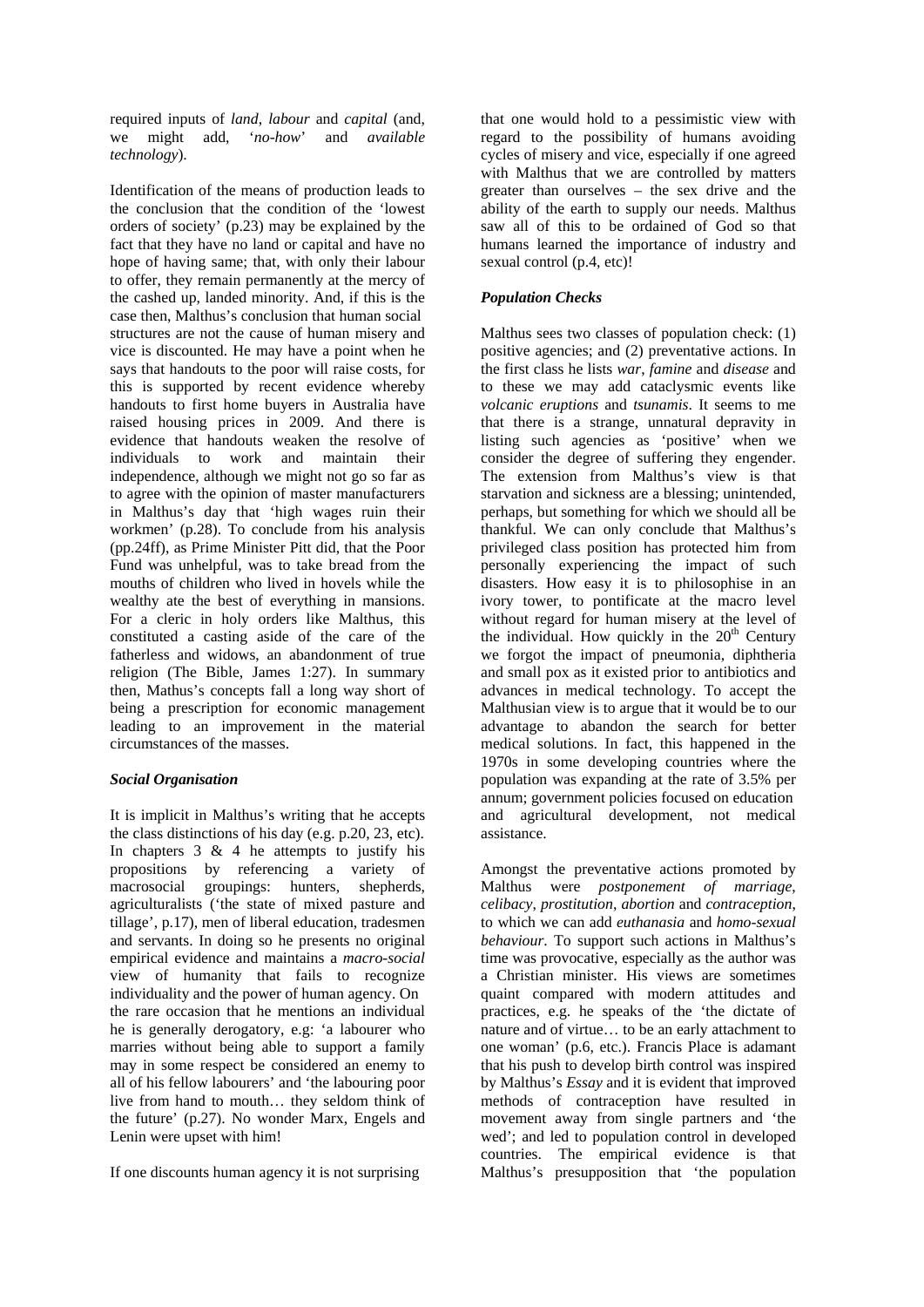required inputs of *land*, *labour* and *capital* (and, we might add, '*no-how*' and *available technology*).

Identification of the means of production leads to the conclusion that the condition of the 'lowest orders of society' (p.23) may be explained by the fact that they have no land or capital and have no hope of having same; that, with only their labour to offer, they remain permanently at the mercy of the cashed up, landed minority. And, if this is the case then, Malthus's conclusion that human social structures are not the cause of human misery and vice is discounted. He may have a point when he says that handouts to the poor will raise costs, for this is supported by recent evidence whereby handouts to first home buyers in Australia have raised housing prices in 2009. And there is evidence that handouts weaken the resolve of individuals to work and maintain their independence, although we might not go so far as to agree with the opinion of master manufacturers in Malthus's day that 'high wages ruin their workmen' (p.28). To conclude from his analysis (pp.24ff), as Prime Minister Pitt did, that the Poor Fund was unhelpful, was to take bread from the mouths of children who lived in hovels while the wealthy ate the best of everything in mansions. For a cleric in holy orders like Malthus, this constituted a casting aside of the care of the fatherless and widows, an abandonment of true religion (The Bible, James 1:27). In summary then, Mathus's concepts fall a long way short of being a prescription for economic management leading to an improvement in the material circumstances of the masses.

### *Social Organisation*

It is implicit in Malthus's writing that he accepts the class distinctions of his day (e.g. p.20, 23, etc). In chapters 3 & 4 he attempts to justify his propositions by referencing a variety of macrosocial groupings: hunters, shepherds, agriculturalists ('the state of mixed pasture and tillage', p.17), men of liberal education, tradesmen and servants. In doing so he presents no original empirical evidence and maintains a *macro-social* view of humanity that fails to recognize individuality and the power of human agency. On the rare occasion that he mentions an individual he is generally derogatory, e.g: 'a labourer who marries without being able to support a family may in some respect be considered an enemy to all of his fellow labourers' and 'the labouring poor live from hand to mouth… they seldom think of the future' (p.27). No wonder Marx, Engels and Lenin were upset with him!

If one discounts human agency it is not surprising that one would hold to a pessimistic view with regard to the possibility of humans avoiding cycles of misery and vice, especially if one agreed with Malthus that we are controlled by matters greater than ourselves – the sex drive and the ability of the earth to supply our needs. Malthus saw all of this to be ordained of God so that humans learned the importance of industry and sexual control (p.4, etc)!

### *Population Checks*

Malthus sees two classes of population check: (1) positive agencies; and (2) preventative actions. In the first class he lists *war*, *famine* and *disease* and to these we may add cataclysmic events like *volcanic eruptions* and *tsunamis*. It seems to me that there is a strange, unnatural depravity in listing such agencies as 'positive' when we consider the degree of suffering they engender. The extension from Malthus's view is that starvation and sickness are a blessing; unintended, perhaps, but something for which we should all be thankful. We can only conclude that Malthus's privileged class position has protected him from personally experiencing the impact of such disasters. How easy it is to philosophise in an ivory tower, to pontificate at the macro level without regard for human misery at the level of the individual. How quickly in the 20th Century we forgot the impact of pneumonia, diphtheria and small pox as it existed prior to antibiotics and advances in medical technology. To accept the Malthusian view is to argue that it would be to our advantage to abandon the search for better medical solutions. In fact, this happened in the 1970s in some developing countries where the population was expanding at the rate of 3.5% per annum; government policies focused on education and agricultural development, not medical assistance.

Amongst the preventative actions promoted by Malthus were *postponement of marriage*, *celibacy*, *prostitution*, *abortion* and *contraception*, to which we can add *euthanasia* and *homo-sexual behaviour*. To support such actions in Malthus's time was provocative, especially as the author was a Christian minister. His views are sometimes quaint compared with modern attitudes and practices, e.g. he speaks of the 'the dictate of nature and of virtue… to be an early attachment to one woman' (p.6, etc.). Francis Place is adamant that his push to develop birth control was inspired by Malthus's *Essay* and it is evident that improved methods of contraception have resulted in movement away from single partners and 'the wed'; and led to population control in developed countries. The empirical evidence is that Malthus's presupposition that 'the population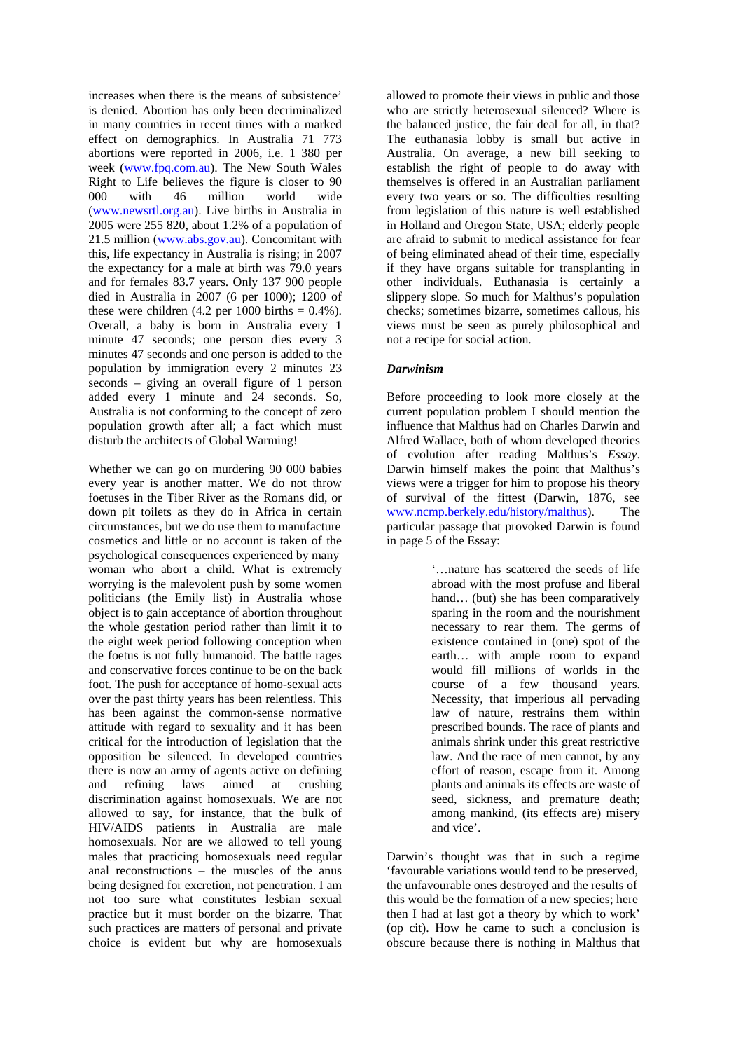increases when there is the means of subsistence' is denied. Abortion has only been decriminalized in many countries in recent times with a marked effect on demographics. In Australia 71 773 abortions were reported in 2006, i.e. 1 380 per week (www.fpq.com.au). The New South Wales Right to Life believes the figure is closer to 90 000 with 46 million world wide (www.newsrtl.org.au). Live births in Australia in 2005 were 255 820, about 1.2% of a population of 21.5 million (www.abs.gov.au). Concomitant with this, life expectancy in Australia is rising; in 2007 the expectancy for a male at birth was 79.0 years and for females 83.7 years. Only 137 900 people died in Australia in 2007 (6 per 1000); 1200 of these were children (4.2 per 1000 births = 0.4%). Overall, a baby is born in Australia every 1 minute 47 seconds; one person dies every 3 minutes 47 seconds and one person is added to the population by immigration every 2 minutes 23 seconds – giving an overall figure of 1 person added every 1 minute and 24 seconds. So, Australia is not conforming to the concept of zero population growth after all; a fact which must disturb the architects of Global Warming!

Whether we can go on murdering 90 000 babies every year is another matter. We do not throw foetuses in the Tiber River as the Romans did, or down pit toilets as they do in Africa in certain circumstances, but we do use them to manufacture cosmetics and little or no account is taken of the psychological consequences experienced by many woman who abort a child. What is extremely worrying is the malevolent push by some women politicians (the Emily list) in Australia whose object is to gain acceptance of abortion throughout the whole gestation period rather than limit it to the eight week period following conception when the foetus is not fully humanoid. The battle rages and conservative forces continue to be on the back foot. The push for acceptance of homo-sexual acts over the past thirty years has been relentless. This has been against the common-sense normative attitude with regard to sexuality and it has been critical for the introduction of legislation that the opposition be silenced. In developed countries there is now an army of agents active on defining and refining laws aimed at crushing discrimination against homosexuals. We are not allowed to say, for instance, that the bulk of HIV/AIDS patients in Australia are male homosexuals. Nor are we allowed to tell young males that practicing homosexuals need regular anal reconstructions – the muscles of the anus being designed for excretion, not penetration. I am not too sure what constitutes lesbian sexual practice but it must border on the bizarre. That such practices are matters of personal and private choice is evident but why are homosexuals allowed to promote their views in public and those who are strictly heterosexual silenced? Where is the balanced justice, the fair deal for all, in that? The euthanasia lobby is small but active in Australia. On average, a new bill seeking to establish the right of people to do away with themselves is offered in an Australian parliament every two years or so. The difficulties resulting from legislation of this nature is well established in Holland and Oregon State, USA; elderly people are afraid to submit to medical assistance for fear of being eliminated ahead of their time, especially if they have organs suitable for transplanting in other individuals. Euthanasia is certainly a slippery slope. So much for Malthus's population checks; sometimes bizarre, sometimes callous, his views must be seen as purely philosophical and not a recipe for social action.

### *Darwinism*

Before proceeding to look more closely at the current population problem I should mention the influence that Malthus had on Charles Darwin and Alfred Wallace, both of whom developed theories of evolution after reading Malthus's *Essay*. Darwin himself makes the point that Malthus's views were a trigger for him to propose his theory of survival of the fittest (Darwin, 1876, see www.ncmp.berkely.edu/history/malthus). The particular passage that provoked Darwin is found in page 5 of the Essay:

> '…nature has scattered the seeds of life abroad with the most profuse and liberal hand… (but) she has been comparatively sparing in the room and the nourishment necessary to rear them. The germs of existence contained in (one) spot of the earth… with ample room to expand would fill millions of worlds in the course of a few thousand years. Necessity, that imperious all pervading law of nature, restrains them within prescribed bounds. The race of plants and animals shrink under this great restrictive law. And the race of men cannot, by any effort of reason, escape from it. Among plants and animals its effects are waste of seed, sickness, and premature death; among mankind, (its effects are) misery and vice'.

Darwin's thought was that in such a regime 'favourable variations would tend to be preserved, the unfavourable ones destroyed and the results of this would be the formation of a new species; here then I had at last got a theory by which to work' (op cit). How he came to such a conclusion is obscure because there is nothing in Malthus that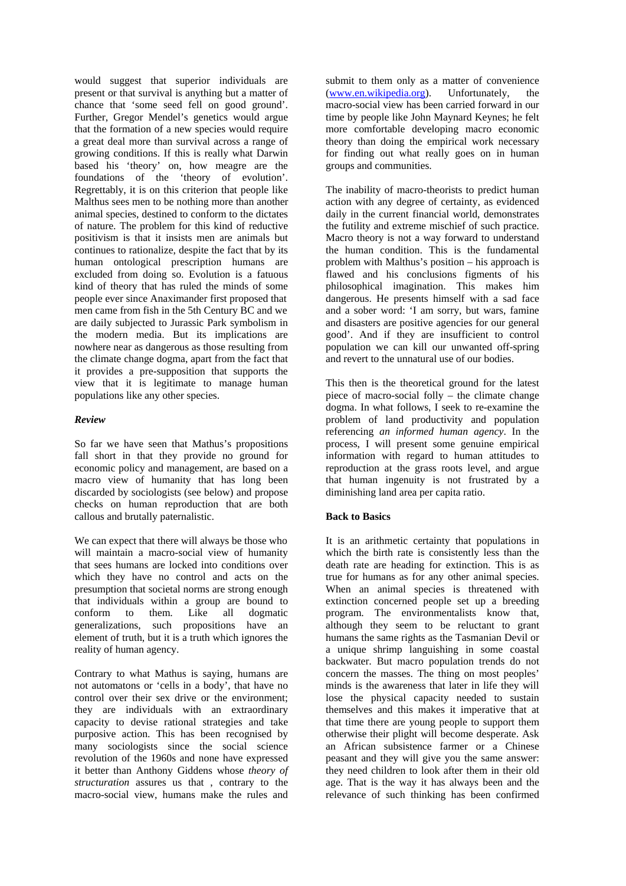would suggest that superior individuals are present or that survival is anything but a matter of chance that 'some seed fell on good ground'. Further, Gregor Mendel's genetics would argue that the formation of a new species would require a great deal more than survival across a range of growing conditions. If this is really what Darwin based his 'theory' on, how meagre are the foundations of the 'theory of evolution'. Regrettably, it is on this criterion that people like Malthus sees men to be nothing more than another animal species, destined to conform to the dictates of nature. The problem for this kind of reductive positivism is that it insists men are animals but continues to rationalize, despite the fact that by its human ontological prescription humans are excluded from doing so. Evolution is a fatuous kind of theory that has ruled the minds of some people ever since Anaximander first proposed that men came from fish in the 5th Century BC and we are daily subjected to Jurassic Park symbolism in the modern media. But its implications are nowhere near as dangerous as those resulting from the climate change dogma, apart from the fact that it provides a pre-supposition that supports the view that it is legitimate to manage human populations like any other species.

### *Review*

So far we have seen that Mathus's propositions fall short in that they provide no ground for economic policy and management, are based on a macro view of humanity that has long been discarded by sociologists (see below) and propose checks on human reproduction that are both callous and brutally paternalistic.

We can expect that there will always be those who will maintain a macro-social view of humanity that sees humans are locked into conditions over which they have no control and acts on the presumption that societal norms are strong enough that individuals within a group are bound to conform to them. Like all dogmatic generalizations, such propositions have an element of truth, but it is a truth which ignores the reality of human agency.

Contrary to what Mathus is saying, humans are not automatons or 'cells in a body', that have no control over their sex drive or the environment; they are individuals with an extraordinary capacity to devise rational strategies and take purposive action. This has been recognised by many sociologists since the social science revolution of the 1960s and none have expressed it better than Anthony Giddens whose *theory of structuration* assures us that , contrary to the macro-social view, humans make the rules and submit to them only as a matter of convenience (www.en.wikipedia.org). Unfortunately, the macro-social view has been carried forward in our time by people like John Maynard Keynes; he felt more comfortable developing macro economic theory than doing the empirical work necessary for finding out what really goes on in human groups and communities.

The inability of macro-theorists to predict human action with any degree of certainty, as evidenced daily in the current financial world, demonstrates the futility and extreme mischief of such practice. Macro theory is not a way forward to understand the human condition. This is the fundamental problem with Malthus's position – his approach is flawed and his conclusions figments of his philosophical imagination. This makes him dangerous. He presents himself with a sad face and a sober word: 'I am sorry, but wars, famine and disasters are positive agencies for our general good'. And if they are insufficient to control population we can kill our unwanted off-spring and revert to the unnatural use of our bodies.

This then is the theoretical ground for the latest piece of macro-social folly – the climate change dogma. In what follows, I seek to re-examine the problem of land productivity and population referencing *an informed human agency*. In the process, I will present some genuine empirical information with regard to human attitudes to reproduction at the grass roots level, and argue that human ingenuity is not frustrated by a diminishing land area per capita ratio.

### **Back to Basics**

It is an arithmetic certainty that populations in which the birth rate is consistently less than the death rate are heading for extinction. This is as true for humans as for any other animal species. When an animal species is threatened with extinction concerned people set up a breeding program. The environmentalists know that, although they seem to be reluctant to grant humans the same rights as the Tasmanian Devil or a unique shrimp languishing in some coastal backwater. But macro population trends do not concern the masses. The thing on most peoples' minds is the awareness that later in life they will lose the physical capacity needed to sustain themselves and this makes it imperative that at that time there are young people to support them otherwise their plight will become desperate. Ask an African subsistence farmer or a Chinese peasant and they will give you the same answer: they need children to look after them in their old age. That is the way it has always been and the relevance of such thinking has been confirmed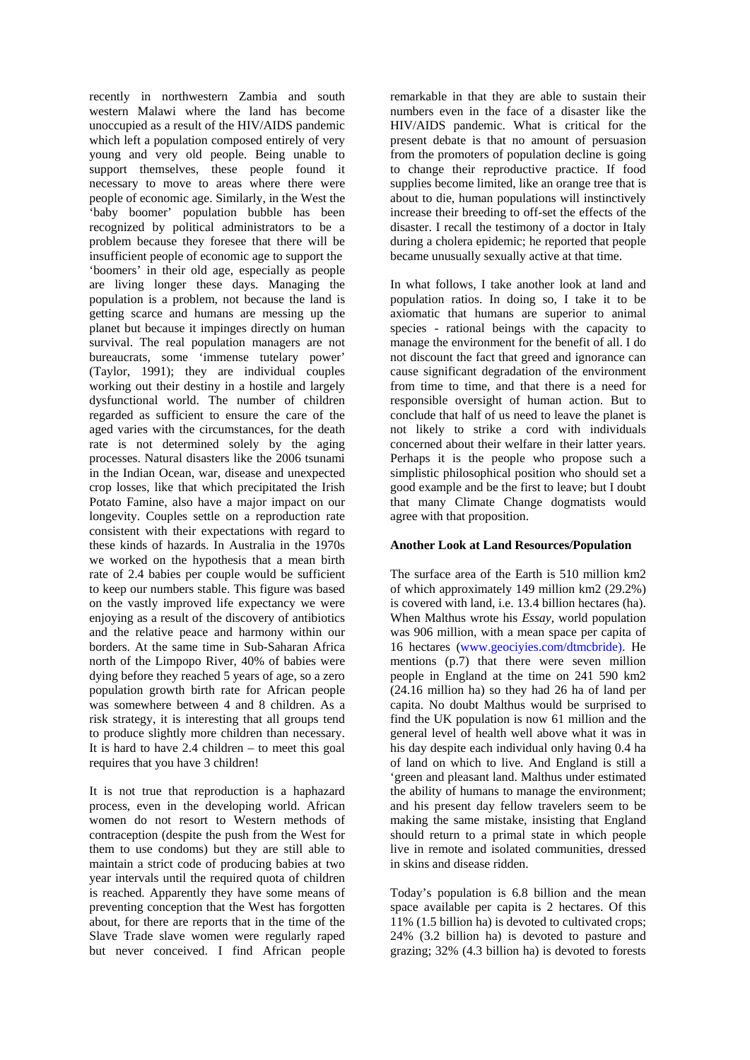recently in northwestern Zambia and south western Malawi where the land has become unoccupied as a result of the HIV/AIDS pandemic which left a population composed entirely of very young and very old people. Being unable to support themselves, these people found it necessary to move to areas where there were people of economic age. Similarly, in the West the 'baby boomer' population bubble has been recognized by political administrators to be a problem because they foresee that there will be insufficient people of economic age to support the 'boomers' in their old age, especially as people are living longer these days. Managing the population is a problem, not because the land is getting scarce and humans are messing up the planet but because it impinges directly on human survival. The real population managers are not bureaucrats, some 'immense tutelary power' (Taylor, 1991); they are individual couples working out their destiny in a hostile and largely dysfunctional world. The number of children regarded as sufficient to ensure the care of the aged varies with the circumstances, for the death rate is not determined solely by the aging processes. Natural disasters like the 2006 tsunami in the Indian Ocean, war, disease and unexpected crop losses, like that which precipitated the Irish Potato Famine, also have a major impact on our longevity. Couples settle on a reproduction rate consistent with their expectations with regard to these kinds of hazards. In Australia in the 1970s we worked on the hypothesis that a mean birth rate of 2.4 babies per couple would be sufficient to keep our numbers stable. This figure was based on the vastly improved life expectancy we were enjoying as a result of the discovery of antibiotics and the relative peace and harmony within our borders. At the same time in Sub-Saharan Africa north of the Limpopo River, 40% of babies were dying before they reached 5 years of age, so a zero population growth birth rate for African people was somewhere between 4 and 8 children. As a risk strategy, it is interesting that all groups tend to produce slightly more children than necessary. It is hard to have 2.4 children – to meet this goal requires that you have 3 children!

It is not true that reproduction is a haphazard process, even in the developing world. African women do not resort to Western methods of contraception (despite the push from the West for them to use condoms) but they are still able to maintain a strict code of producing babies at two year intervals until the required quota of children is reached. Apparently they have some means of preventing conception that the West has forgotten about, for there are reports that in the time of the Slave Trade slave women were regularly raped but never conceived. I find African people remarkable in that they are able to sustain their numbers even in the face of a disaster like the HIV/AIDS pandemic. What is critical for the present debate is that no amount of persuasion from the promoters of population decline is going to change their reproductive practice. If food supplies become limited, like an orange tree that is about to die, human populations will instinctively increase their breeding to off-set the effects of the disaster. I recall the testimony of a doctor in Italy during a cholera epidemic; he reported that people became unusually sexually active at that time.

In what follows, I take another look at land and population ratios. In doing so, I take it to be axiomatic that humans are superior to animal species - rational beings with the capacity to manage the environment for the benefit of all. I do not discount the fact that greed and ignorance can cause significant degradation of the environment from time to time, and that there is a need for responsible oversight of human action. But to conclude that half of us need to leave the planet is not likely to strike a cord with individuals concerned about their welfare in their latter years. Perhaps it is the people who propose such a simplistic philosophical position who should set a good example and be the first to leave; but I doubt that many Climate Change dogmatists would agree with that proposition.

**Another Look at Land Resources/Population**

The surface area of the Earth is 510 million km2 of which approximately 149 million km2 (29.2%) is covered with land, i.e. 13.4 billion hectares (ha). When Malthus wrote his *Essay*, world population was 906 million, with a mean space per capita of 16 hectares (www.geociyies.com/dtmcbride). He mentions (p.7) that there were seven million people in England at the time on 241 590 km2 (24.16 million ha) so they had 26 ha of land per capita. No doubt Malthus would be surprised to find the UK population is now 61 million and the general level of health well above what it was in his day despite each individual only having 0.4 ha of land on which to live. And England is still a 'green and pleasant land. Malthus under estimated the ability of humans to manage the environment; and his present day fellow travelers seem to be making the same mistake, insisting that England should return to a primal state in which people live in remote and isolated communities, dressed in skins and disease ridden.

Today's population is 6.8 billion and the mean space available per capita is 2 hectares. Of this 11% (1.5 billion ha) is devoted to cultivated crops; 24% (3.2 billion ha) is devoted to pasture and grazing; 32% (4.3 billion ha) is devoted to forests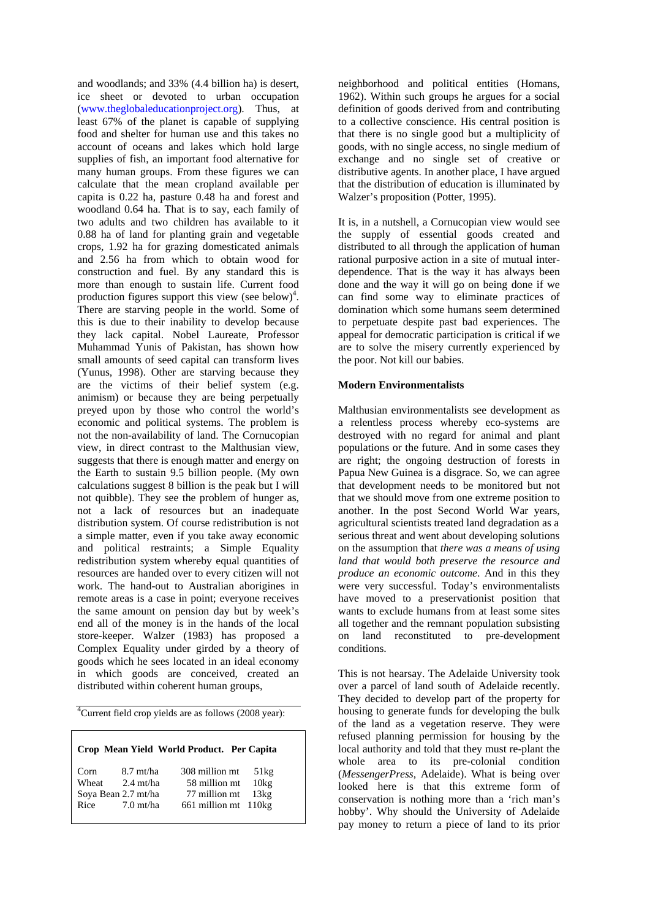and woodlands; and 33% (4.4 billion ha) is desert, ice sheet or devoted to urban occupation (www.theglobaleducationproject.org). Thus, at least 67% of the planet is capable of supplying food and shelter for human use and this takes no account of oceans and lakes which hold large supplies of fish, an important food alternative for many human groups. From these figures we can calculate that the mean cropland available per capita is 0.22 ha, pasture 0.48 ha and forest and woodland 0.64 ha. That is to say, each family of two adults and two children has available to it 0.88 ha of land for planting grain and vegetable crops, 1.92 ha for grazing domesticated animals and 2.56 ha from which to obtain wood for construction and fuel. By any standard this is more than enough to sustain life. Current food production figures support this view (see below)[4]. There are starving people in the world. Some of this is due to their inability to develop because they lack capital. Nobel Laureate, Professor Muhammad Yunis of Pakistan, has shown how small amounts of seed capital can transform lives (Yunus, 1998). Other are starving because they are the victims of their belief system (e.g. animism) or because they are being perpetually preyed upon by those who control the world's economic and political systems. The problem is not the non-availability of land. The Cornucopian view, in direct contrast to the Malthusian view, suggests that there is enough matter and energy on the Earth to sustain 9.5 billion people. (My own calculations suggest 8 billion is the peak but I will not quibble). They see the problem of hunger as, not a lack of resources but an inadequate distribution system. Of course redistribution is not a simple matter, even if you take away economic and political restraints; a Simple Equality redistribution system whereby equal quantities of resources are handed over to every citizen will not work. The hand-out to Australian aborigines in remote areas is a case in point; everyone receives the same amount on pension day but by week's end all of the money is in the hands of the local store-keeper. Walzer (1983) has proposed a Complex Equality under girded by a theory of goods which he sees located in an ideal economy in which goods are conceived, created an distributed within coherent human groups, neighborhood and political entities (Homans, 1962). Within such groups he argues for a social definition of goods derived from and contributing to a collective conscience. His central position is that there is no single good but a multiplicity of goods, with no single access, no single medium of exchange and no single set of creative or distributive agents. In another place, I have argued that the distribution of education is illuminated by Walzer's proposition (Potter, 1995).

It is, in a nutshell, a Cornucopian view would see the supply of essential goods created and distributed to all through the application of human rational purposive action in a site of mutual inter-dependence. That is the way it has always been done and the way it will go on being done if we can find some way to eliminate practices of domination which some humans seem determined to perpetuate despite past bad experiences. The appeal for democratic participation is critical if we are to solve the misery currently experienced by the poor. Not kill our babies.

### Modern Environmentalists

Malthusian environmentalists see development as a relentless process whereby eco-systems are destroyed with no regard for animal and plant populations or the future. And in some cases they are right; the ongoing destruction of forests in Papua New Guinea is a disgrace. So, we can agree that development needs to be monitored but not that we should move from one extreme position to another. In the post Second World War years, agricultural scientists treated land degradation as a serious threat and went about developing solutions on the assumption that *there was a means of using land that would both preserve the resource and produce an economic outcome*. And in this they were very successful. Today's environmentalists have moved to a preservationist position that wants to exclude humans from at least some sites all together and the remnant population subsisting on land reconstituted to pre-development conditions.

This is not hearsay. The Adelaide University took over a parcel of land south of Adelaide recently. They decided to develop part of the property for housing to generate funds for developing the bulk of the land as a vegetation reserve. They were refused planning permission for housing by the local authority and told that they must re-plant the whole area to its pre-colonial condition (*MessengerPress*, Adelaide). What is being over looked here is that this extreme form of conservation is nothing more than a 'rich man's hobby'. Why should the University of Adelaide pay money to return a piece of land to its prior

---

[4]Current field crop yields are as follows (2008 year):

| Crop | Mean Yield | World Product. | Per Capita |
|---|---|---|---|
| Corn | 8.7 mt/ha | 308 million mt | 51kg |
| Wheat | 2.4 mt/ha | 58 million mt | 10kg |
| Soya Bean | 2.7 mt/ha | 77 million mt | 13kg |
| Rice | 7.0 mt/ha | 661 million mt | 110kg |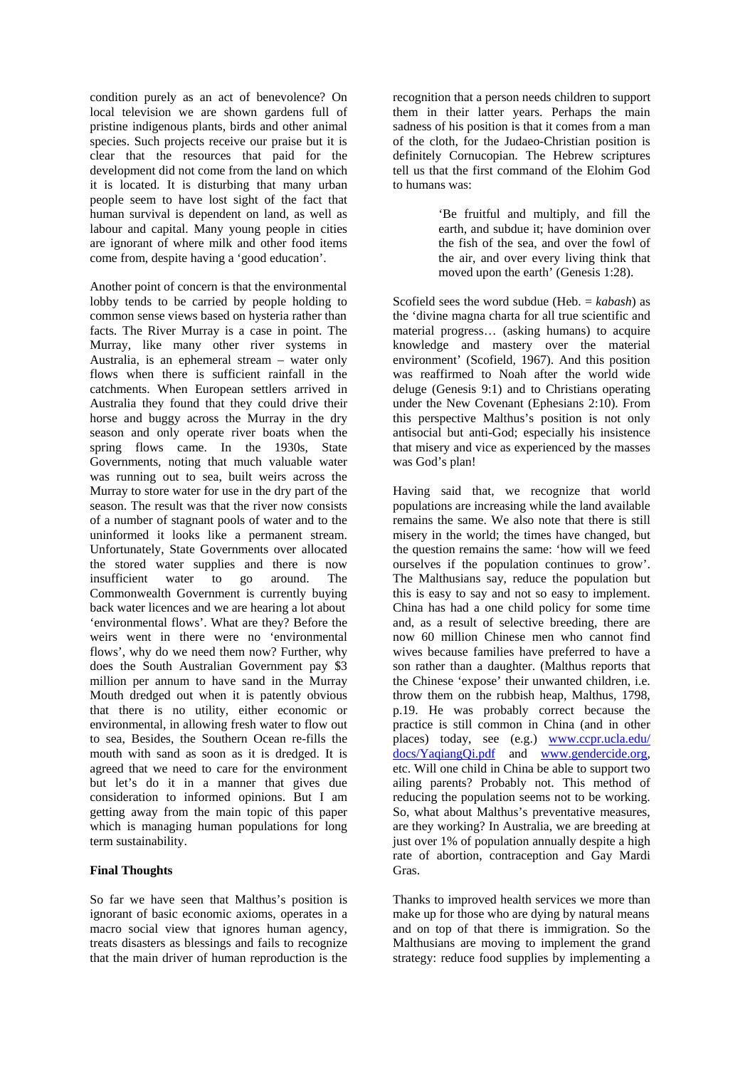condition purely as an act of benevolence? On local television we are shown gardens full of pristine indigenous plants, birds and other animal species. Such projects receive our praise but it is clear that the resources that paid for the development did not come from the land on which it is located. It is disturbing that many urban people seem to have lost sight of the fact that human survival is dependent on land, as well as labour and capital. Many young people in cities are ignorant of where milk and other food items come from, despite having a 'good education'.

Another point of concern is that the environmental lobby tends to be carried by people holding to common sense views based on hysteria rather than facts. The River Murray is a case in point. The Murray, like many other river systems in Australia, is an ephemeral stream – water only flows when there is sufficient rainfall in the catchments. When European settlers arrived in Australia they found that they could drive their horse and buggy across the Murray in the dry season and only operate river boats when the spring flows came. In the 1930s, State Governments, noting that much valuable water was running out to sea, built weirs across the Murray to store water for use in the dry part of the season. The result was that the river now consists of a number of stagnant pools of water and to the uninformed it looks like a permanent stream. Unfortunately, State Governments over allocated the stored water supplies and there is now insufficient water to go around. The Commonwealth Government is currently buying back water licences and we are hearing a lot about 'environmental flows'. What are they? Before the weirs went in there were no 'environmental flows', why do we need them now? Further, why does the South Australian Government pay $3 million per annum to have sand in the Murray Mouth dredged out when it is patently obvious that there is no utility, either economic or environmental, in allowing fresh water to flow out to sea, Besides, the Southern Ocean re-fills the mouth with sand as soon as it is dredged. It is agreed that we need to care for the environment but let's do it in a manner that gives due consideration to informed opinions. But I am getting away from the main topic of this paper which is managing human populations for long term sustainability.

**Final Thoughts**

So far we have seen that Malthus's position is ignorant of basic economic axioms, operates in a macro social view that ignores human agency, treats disasters as blessings and fails to recognize that the main driver of human reproduction is the recognition that a person needs children to support them in their latter years. Perhaps the main sadness of his position is that it comes from a man of the cloth, for the Judaeo-Christian position is definitely Cornucopian. The Hebrew scriptures tell us that the first command of the Elohim God to humans was:

> 'Be fruitful and multiply, and fill the earth, and subdue it; have dominion over the fish of the sea, and over the fowl of the air, and over every living think that moved upon the earth' (Genesis 1:28).

Scofield sees the word subdue (Heb. = *kabash*) as the 'divine magna charta for all true scientific and material progress… (asking humans) to acquire knowledge and mastery over the material environment' (Scofield, 1967). And this position was reaffirmed to Noah after the world wide deluge (Genesis 9:1) and to Christians operating under the New Covenant (Ephesians 2:10). From this perspective Malthus's position is not only antisocial but anti-God; especially his insistence that misery and vice as experienced by the masses was God's plan!

Having said that, we recognize that world populations are increasing while the land available remains the same. We also note that there is still misery in the world; the times have changed, but the question remains the same: 'how will we feed ourselves if the population continues to grow'. The Malthusians say, reduce the population but this is easy to say and not so easy to implement. China has had a one child policy for some time and, as a result of selective breeding, there are now 60 million Chinese men who cannot find wives because families have preferred to have a son rather than a daughter. (Malthus reports that the Chinese 'expose' their unwanted children, i.e. throw them on the rubbish heap, Malthus, 1798, p.19. He was probably correct because the practice is still common in China (and in other places) today, see (e.g.) www.ccpr.ucla.edu/docs/YaqiangQi.pdf and www.gendercide.org, etc. Will one child in China be able to support two ailing parents? Probably not. This method of reducing the population seems not to be working. So, what about Malthus's preventative measures, are they working? In Australia, we are breeding at just over 1% of population annually despite a high rate of abortion, contraception and Gay Mardi Gras.

Thanks to improved health services we more than make up for those who are dying by natural means and on top of that there is immigration. So the Malthusians are moving to implement the grand strategy: reduce food supplies by implementing a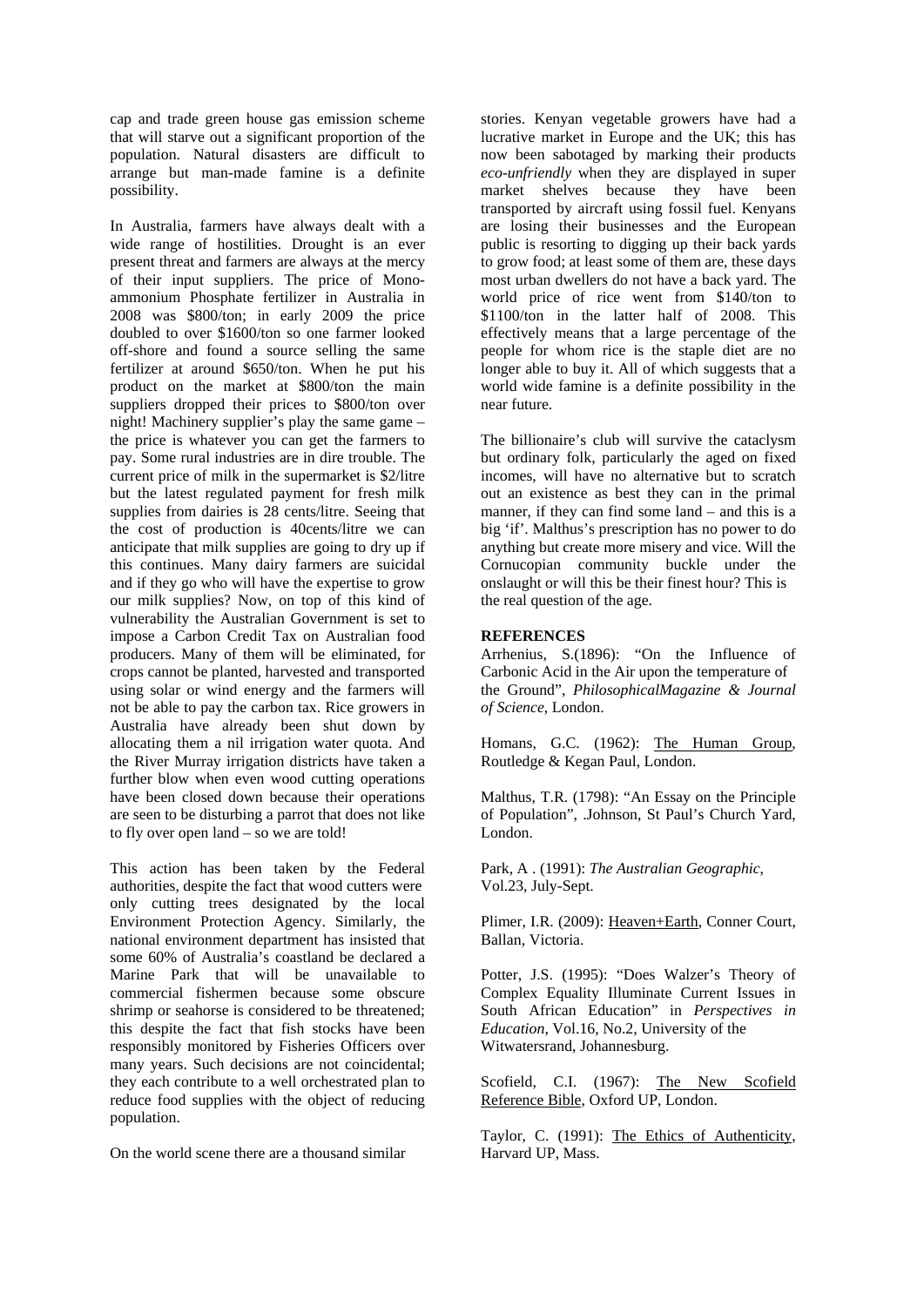cap and trade green house gas emission scheme that will starve out a significant proportion of the population. Natural disasters are difficult to arrange but man-made famine is a definite possibility.

In Australia, farmers have always dealt with a wide range of hostilities. Drought is an ever present threat and farmers are always at the mercy of their input suppliers. The price of Mono-ammonium Phosphate fertilizer in Australia in 2008 was $800/ton; in early 2009 the price doubled to over $1600/ton so one farmer looked off-shore and found a source selling the same fertilizer at around $650/ton. When he put his product on the market at $800/ton the main suppliers dropped their prices to $800/ton over night! Machinery supplier's play the same game – the price is whatever you can get the farmers to pay. Some rural industries are in dire trouble. The current price of milk in the supermarket is $2/litre but the latest regulated payment for fresh milk supplies from dairies is 28 cents/litre. Seeing that the cost of production is 40cents/litre we can anticipate that milk supplies are going to dry up if this continues. Many dairy farmers are suicidal and if they go who will have the expertise to grow our milk supplies? Now, on top of this kind of vulnerability the Australian Government is set to impose a Carbon Credit Tax on Australian food producers. Many of them will be eliminated, for crops cannot be planted, harvested and transported using solar or wind energy and the farmers will not be able to pay the carbon tax. Rice growers in Australia have already been shut down by allocating them a nil irrigation water quota. And the River Murray irrigation districts have taken a further blow when even wood cutting operations have been closed down because their operations are seen to be disturbing a parrot that does not like to fly over open land – so we are told!

This action has been taken by the Federal authorities, despite the fact that wood cutters were only cutting trees designated by the local Environment Protection Agency. Similarly, the national environment department has insisted that some 60% of Australia's coastland be declared a Marine Park that will be unavailable to commercial fishermen because some obscure shrimp or seahorse is considered to be threatened; this despite the fact that fish stocks have been responsibly monitored by Fisheries Officers over many years. Such decisions are not coincidental; they each contribute to a well orchestrated plan to reduce food supplies with the object of reducing population.

On the world scene there are a thousand similar stories. Kenyan vegetable growers have had a lucrative market in Europe and the UK; this has now been sabotaged by marking their products *eco-unfriendly* when they are displayed in super market shelves because they have been transported by aircraft using fossil fuel. Kenyans are losing their businesses and the European public is resorting to digging up their back yards to grow food; at least some of them are, these days most urban dwellers do not have a back yard. The world price of rice went from $140/ton to $1100/ton in the latter half of 2008. This effectively means that a large percentage of the people for whom rice is the staple diet are no longer able to buy it. All of which suggests that a world wide famine is a definite possibility in the near future.

The billionaire's club will survive the cataclysm but ordinary folk, particularly the aged on fixed incomes, will have no alternative but to scratch out an existence as best they can in the primal manner, if they can find some land – and this is a big 'if'. Malthus's prescription has no power to do anything but create more misery and vice. Will the Cornucopian community buckle under the onslaught or will this be their finest hour? This is the real question of the age.

**REFERENCES**

Arrhenius, S.(1896): "On the Influence of Carbonic Acid in the Air upon the temperature of the Ground", *PhilosophicalMagazine & Journal of Science*, London.

Homans, G.C. (1962): The Human Group, Routledge & Kegan Paul, London.

Malthus, T.R. (1798): "An Essay on the Principle of Population", .Johnson, St Paul's Church Yard, London.

Park, A . (1991): *The Australian Geographic*, Vol.23, July-Sept.

Plimer, I.R. (2009): Heaven+Earth, Conner Court, Ballan, Victoria.

Potter, J.S. (1995): "Does Walzer's Theory of Complex Equality Illuminate Current Issues in South African Education" in *Perspectives in Education*, Vol.16, No.2, University of the Witwatersrand, Johannesburg.

Scofield, C.I. (1967): The New Scofield Reference Bible, Oxford UP, London.

Taylor, C. (1991): The Ethics of Authenticity, Harvard UP, Mass.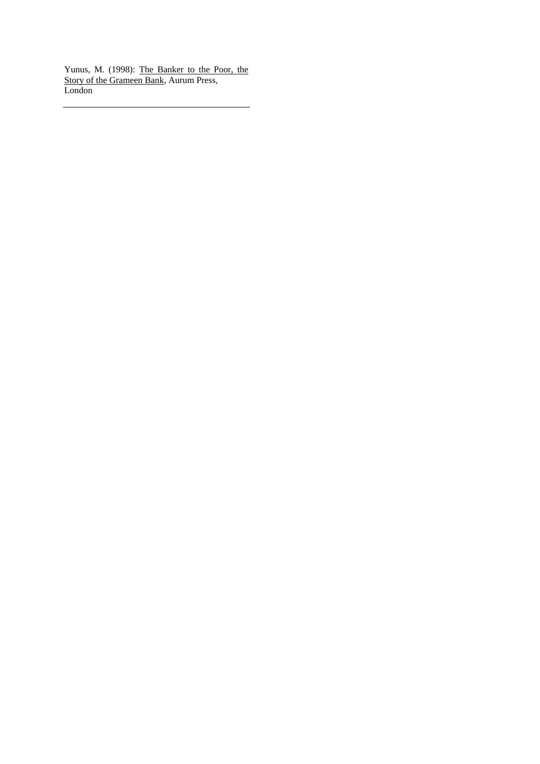Yunus, M. (1998): The Banker to the Poor, the Story of the Grameen Bank, Aurum Press, London

---